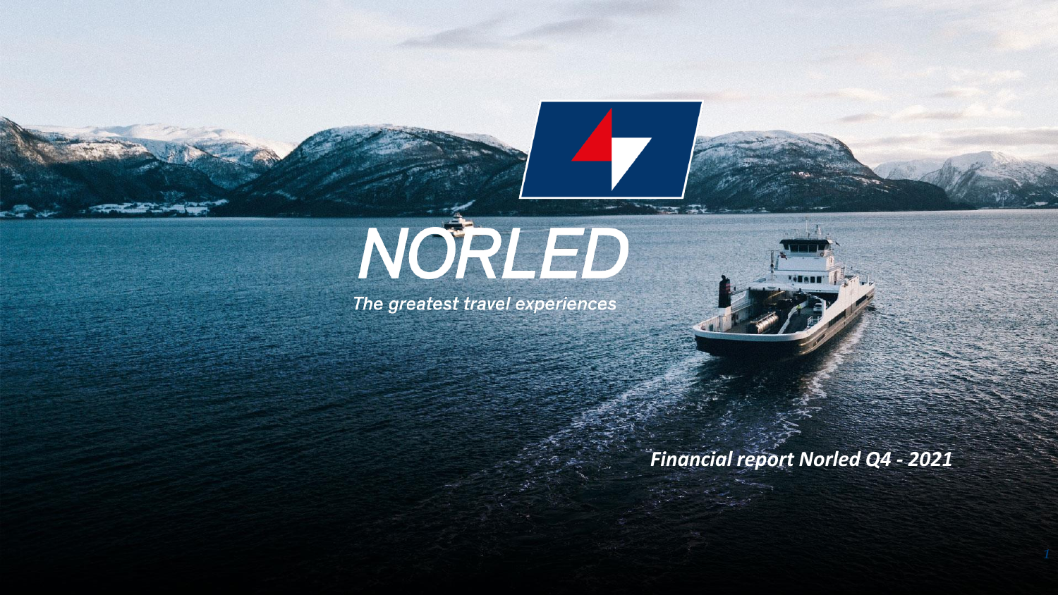# NORLED

*The greatest travel experiences*

***Financial report Norled Q4 - 2021***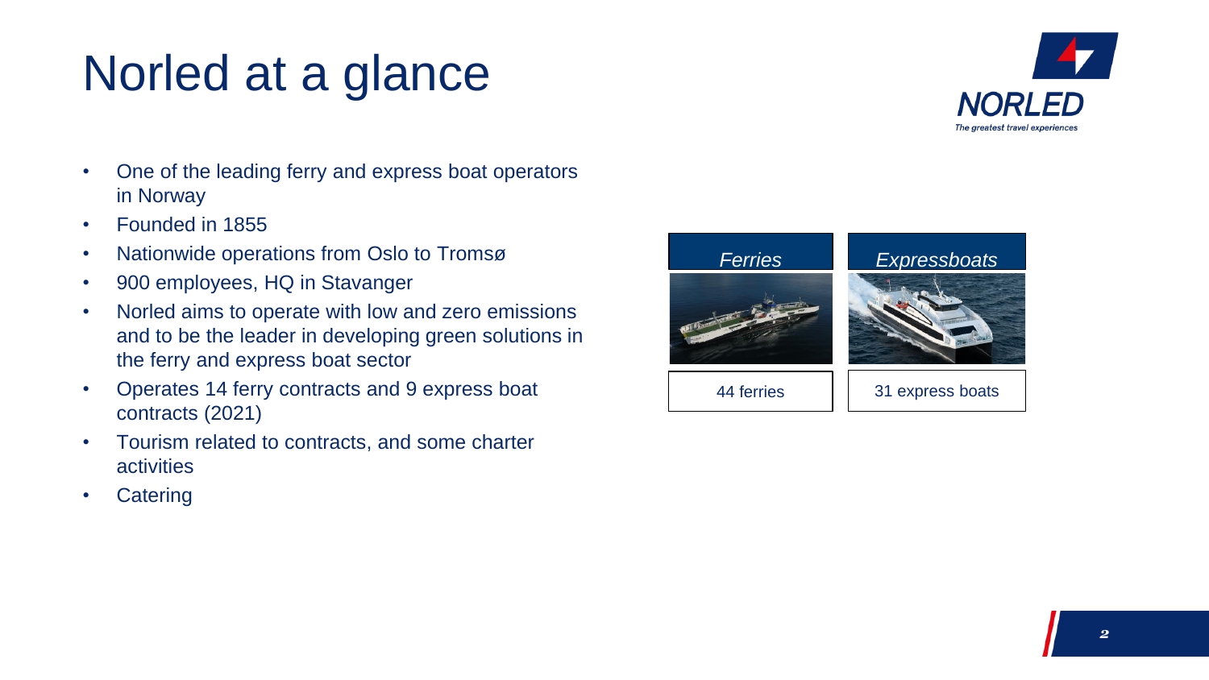# Norled at a glance

- One of the leading ferry and express boat operators in Norway
- Founded in 1855
- Nationwide operations from Oslo to Tromsø
- 900 employees, HQ in Stavanger
- Norled aims to operate with low and zero emissions and to be the leader in developing green solutions in the ferry and express boat sector
- Operates 14 ferry contracts and 9 express boat contracts (2021)
- Tourism related to contracts, and some charter activities
- Catering

| *Ferries* | *Expressboats* |
| --- | --- |
| 44 ferries | 31 express boats |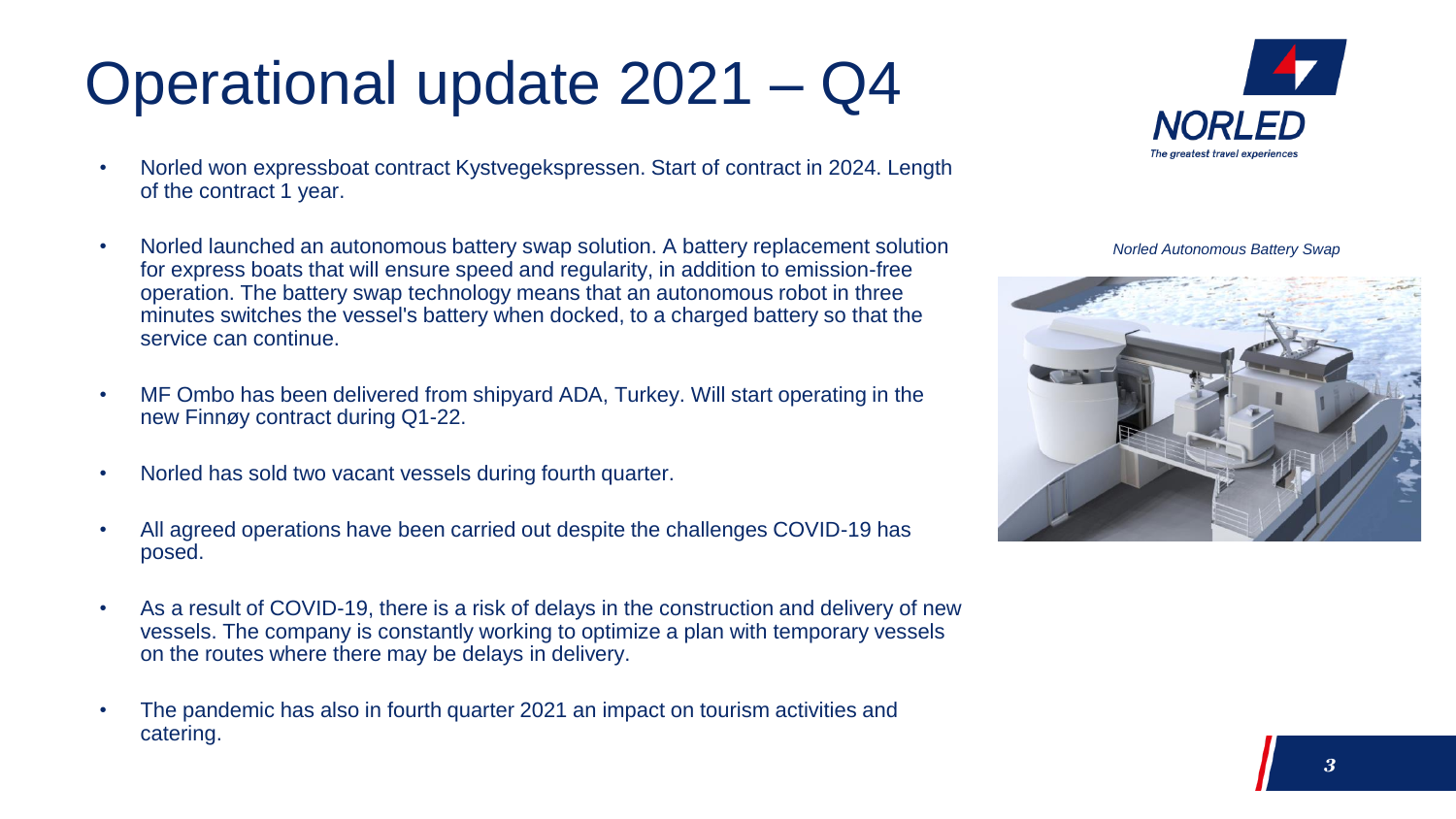# Operational update 2021 – Q4

- Norled won expressboat contract Kystvegekspressen. Start of contract in 2024. Length of the contract 1 year.
- Norled launched an autonomous battery swap solution. A battery replacement solution for express boats that will ensure speed and regularity, in addition to emission-free operation. The battery swap technology means that an autonomous robot in three minutes switches the vessel's battery when docked, to a charged battery so that the service can continue.
- MF Ombo has been delivered from shipyard ADA, Turkey. Will start operating in the new Finnøy contract during Q1-22.
- Norled has sold two vacant vessels during fourth quarter.
- All agreed operations have been carried out despite the challenges COVID-19 has posed.
- As a result of COVID-19, there is a risk of delays in the construction and delivery of new vessels. The company is constantly working to optimize a plan with temporary vessels on the routes where there may be delays in delivery.
- The pandemic has also in fourth quarter 2021 an impact on tourism activities and catering.

*Norled Autonomous Battery Swap*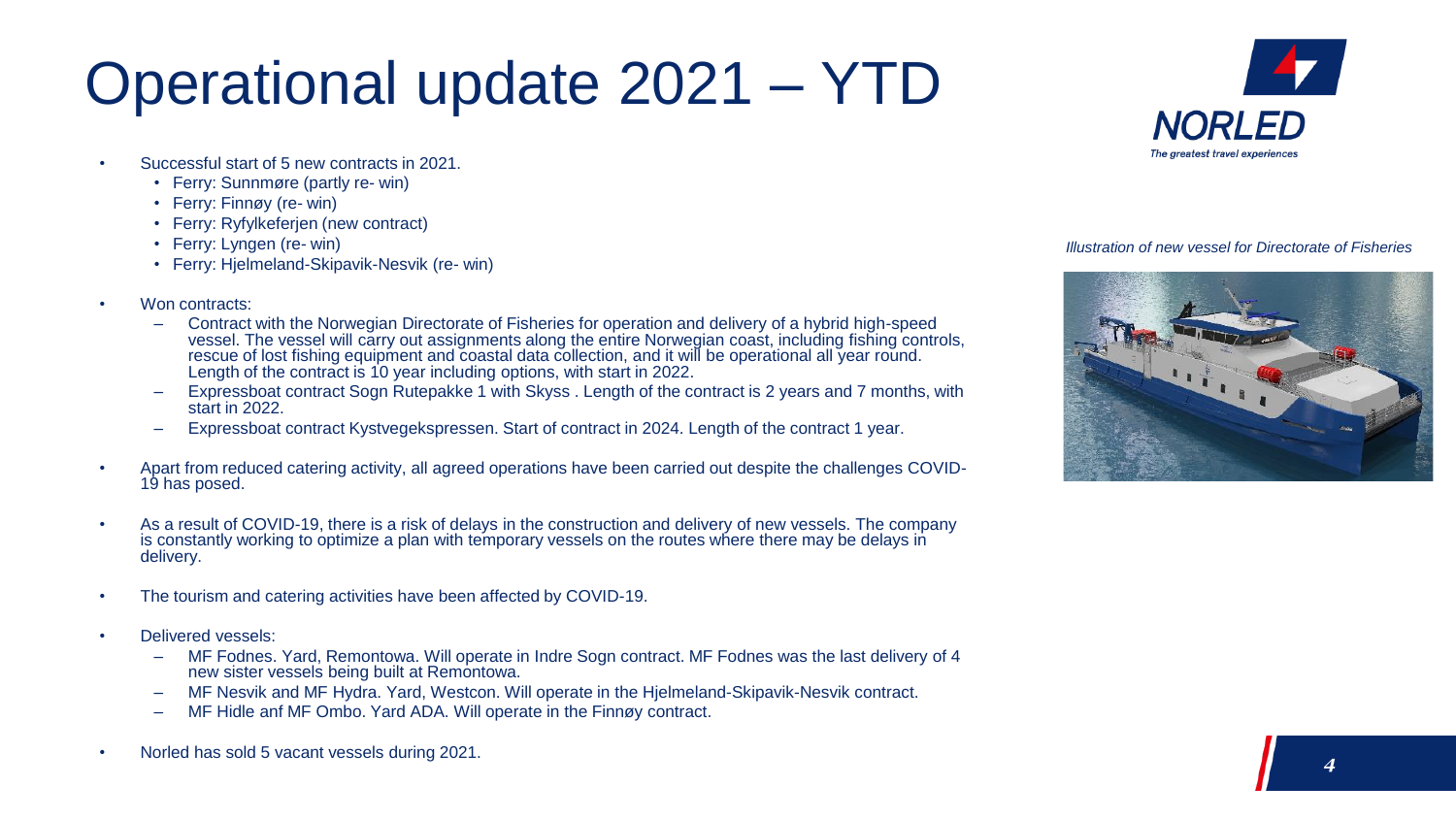# Operational update 2021 – YTD

- Successful start of 5 new contracts in 2021.
  - Ferry: Sunnmøre (partly re- win)
  - Ferry: Finnøy (re- win)
  - Ferry: Ryfylkeferjen (new contract)
  - Ferry: Lyngen (re- win)
  - Ferry: Hjelmeland-Skipavik-Nesvik (re- win)

- Won contracts:
  - Contract with the Norwegian Directorate of Fisheries for operation and delivery of a hybrid high-speed vessel. The vessel will carry out assignments along the entire Norwegian coast, including fishing controls, rescue of lost fishing equipment and coastal data collection, and it will be operational all year round. Length of the contract is 10 year including options, with start in 2022.
  - Expressboat contract Sogn Rutepakke 1 with Skyss . Length of the contract is 2 years and 7 months, with start in 2022.
  - Expressboat contract Kystvegekspressen. Start of contract in 2024. Length of the contract 1 year.

- Apart from reduced catering activity, all agreed operations have been carried out despite the challenges COVID-19 has posed.

- As a result of COVID-19, there is a risk of delays in the construction and delivery of new vessels. The company is constantly working to optimize a plan with temporary vessels on the routes where there may be delays in delivery.

- The tourism and catering activities have been affected by COVID-19.

- Delivered vessels:
  - MF Fodnes. Yard, Remontowa. Will operate in Indre Sogn contract. MF Fodnes was the last delivery of 4 new sister vessels being built at Remontowa.
  - MF Nesvik and MF Hydra. Yard, Westcon. Will operate in the Hjelmeland-Skipavik-Nesvik contract.
  - MF Hidle anf MF Ombo. Yard ADA. Will operate in the Finnøy contract.

- Norled has sold 5 vacant vessels during 2021.

*Illustration of new vessel for Directorate of Fisheries*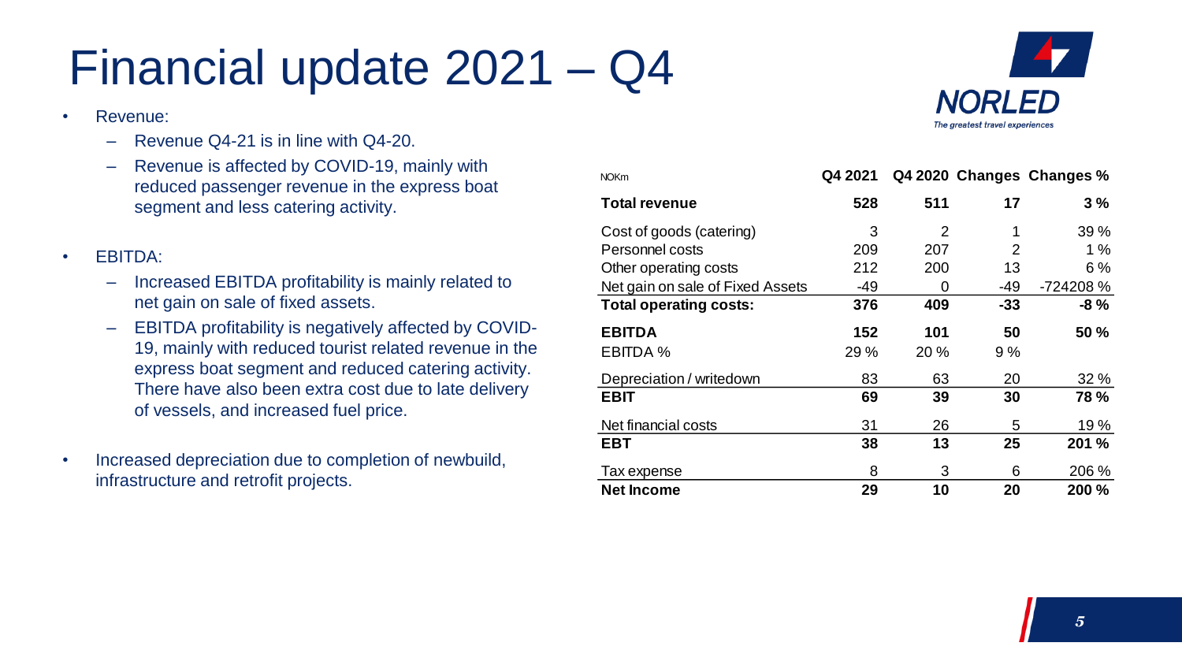# Financial update 2021 – Q4

- Revenue:
  - Revenue Q4-21 is in line with Q4-20.
  - Revenue is affected by COVID-19, mainly with reduced passenger revenue in the express boat segment and less catering activity.
- EBITDA:
  - Increased EBITDA profitability is mainly related to net gain on sale of fixed assets.
  - EBITDA profitability is negatively affected by COVID-19, mainly with reduced tourist related revenue in the express boat segment and reduced catering activity. There have also been extra cost due to late delivery of vessels, and increased fuel price.
- Increased depreciation due to completion of newbuild, infrastructure and retrofit projects.

| NOKm | Q4 2021 | Q4 2020 | Changes | Changes % |
|---|---|---|---|---|
| **Total revenue** | **528** | **511** | **17** | **3 %** |
| Cost of goods (catering) | 3 | 2 | 1 | 39 % |
| Personnel costs | 209 | 207 | 2 | 1 % |
| Other operating costs | 212 | 200 | 13 | 6 % |
| Net gain on sale of Fixed Assets | -49 | 0 | -49 | -724208 % |
| **Total operating costs:** | **376** | **409** | **-33** | **-8 %** |
| **EBITDA** | **152** | **101** | **50** | **50 %** |
| EBITDA % | 29 % | 20 % | 9 % | |
| Depreciation / writedown | 83 | 63 | 20 | 32 % |
| **EBIT** | **69** | **39** | **30** | **78 %** |
| Net financial costs | 31 | 26 | 5 | 19 % |
| **EBT** | **38** | **13** | **25** | **201 %** |
| Tax expense | 8 | 3 | 6 | 206 % |
| **Net Income** | **29** | **10** | **20** | **200 %** |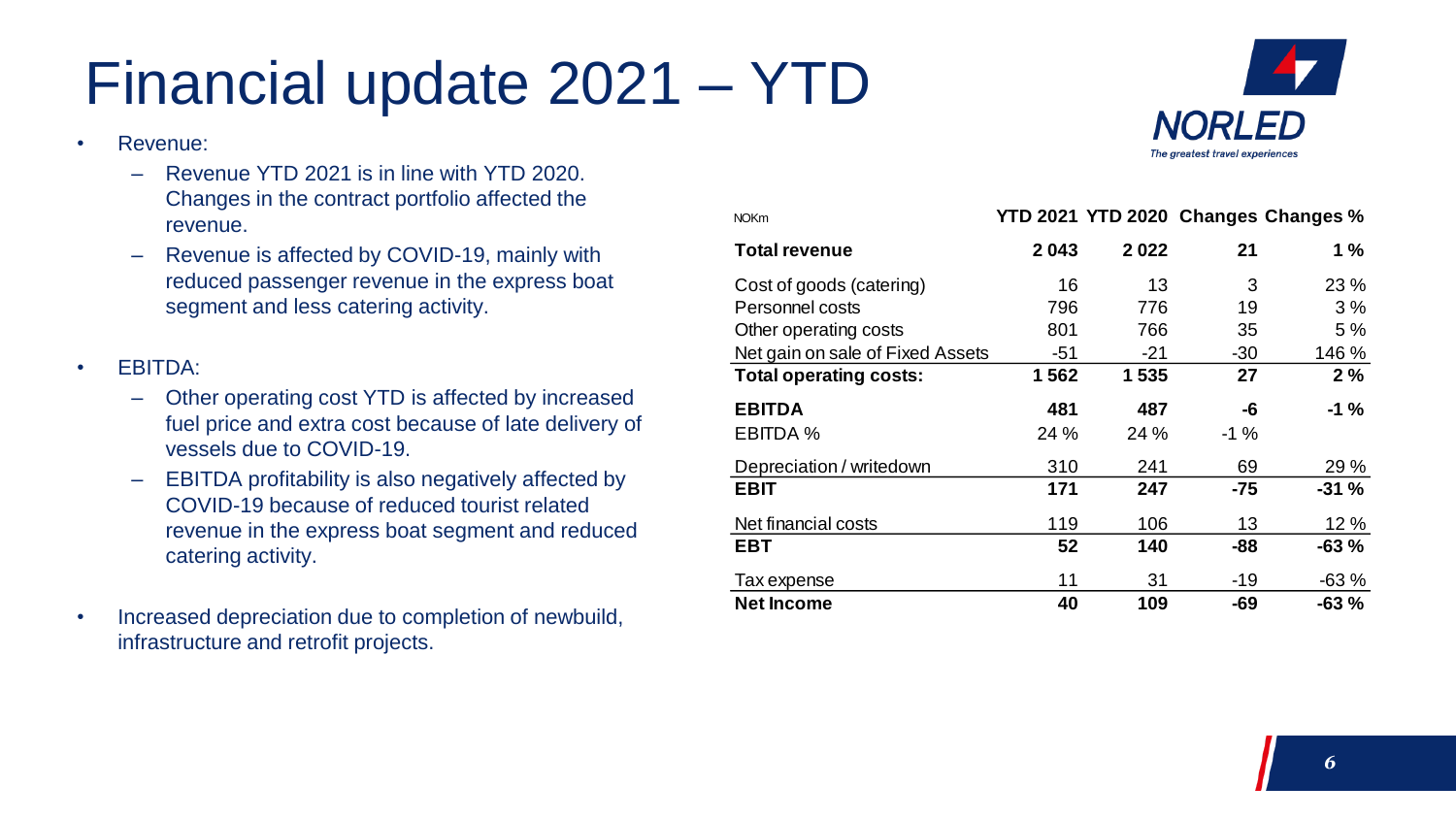# Financial update 2021 – YTD

- Revenue:
  - Revenue YTD 2021 is in line with YTD 2020. Changes in the contract portfolio affected the revenue.
  - Revenue is affected by COVID-19, mainly with reduced passenger revenue in the express boat segment and less catering activity.
- EBITDA:
  - Other operating cost YTD is affected by increased fuel price and extra cost because of late delivery of vessels due to COVID-19.
  - EBITDA profitability is also negatively affected by COVID-19 because of reduced tourist related revenue in the express boat segment and reduced catering activity.
- Increased depreciation due to completion of newbuild, infrastructure and retrofit projects.

| NOKm | YTD 2021 | YTD 2020 | Changes | Changes % |
|---|---|---|---|---|
| **Total revenue** | **2 043** | **2 022** | **21** | **1 %** |
| Cost of goods (catering) | 16 | 13 | 3 | 23 % |
| Personnel costs | 796 | 776 | 19 | 3 % |
| Other operating costs | 801 | 766 | 35 | 5 % |
| Net gain on sale of Fixed Assets | -51 | -21 | -30 | 146 % |
| **Total operating costs:** | **1 562** | **1 535** | **27** | **2 %** |
| **EBITDA** | **481** | **487** | **-6** | **-1 %** |
| EBITDA % | 24 % | 24 % | -1 % | |
| Depreciation / writedown | 310 | 241 | 69 | 29 % |
| **EBIT** | **171** | **247** | **-75** | **-31 %** |
| Net financial costs | 119 | 106 | 13 | 12 % |
| **EBT** | **52** | **140** | **-88** | **-63 %** |
| Tax expense | 11 | 31 | -19 | -63 % |
| **Net Income** | **40** | **109** | **-69** | **-63 %** |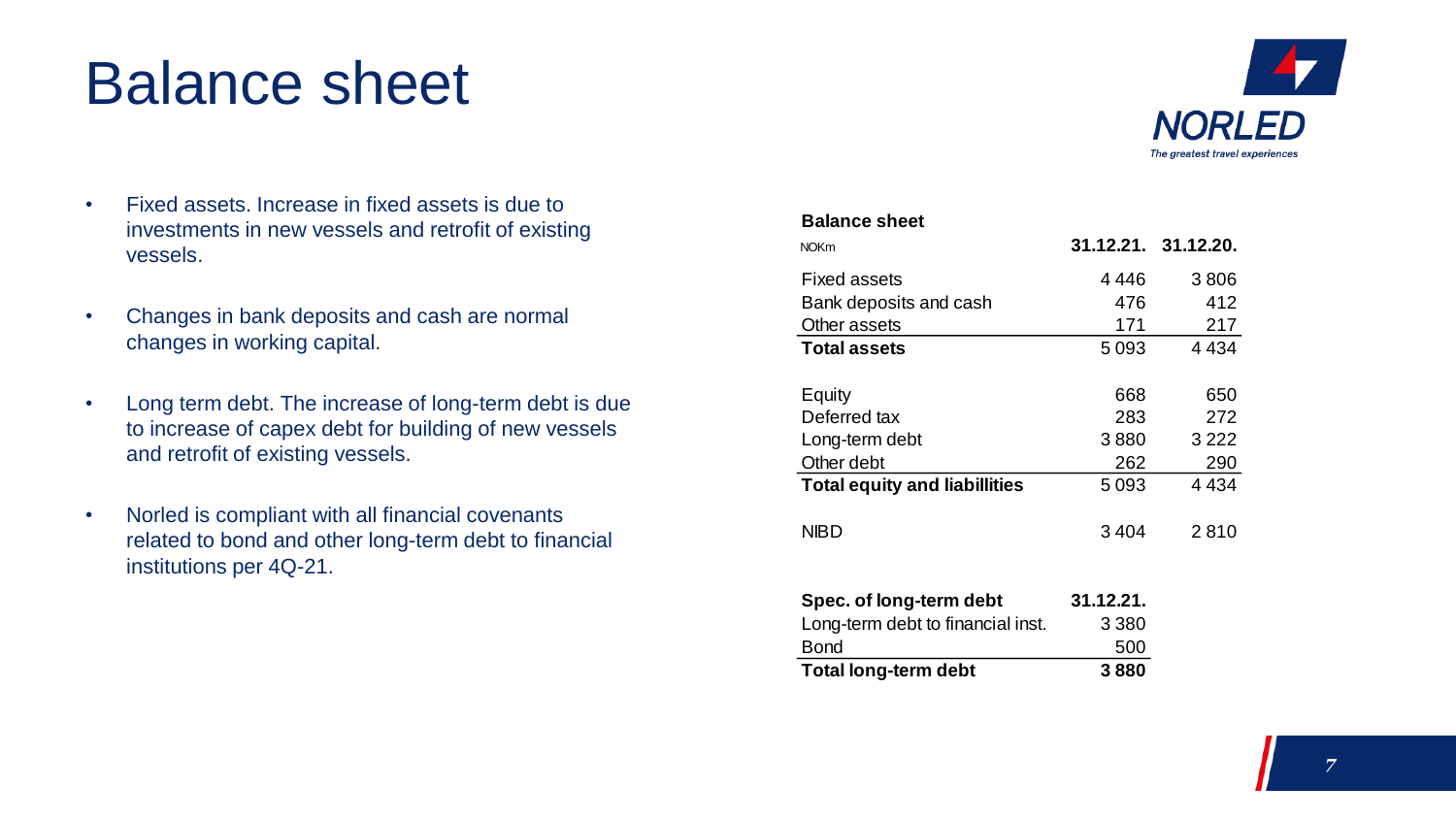# Balance sheet

- Fixed assets. Increase in fixed assets is due to investments in new vessels and retrofit of existing vessels.
- Changes in bank deposits and cash are normal changes in working capital.
- Long term debt. The increase of long-term debt is due to increase of capex debt for building of new vessels and retrofit of existing vessels.
- Norled is compliant with all financial covenants related to bond and other long-term debt to financial institutions per 4Q-21.

**Balance sheet**

| NOKm | **31.12.21.** | **31.12.20.** |
|---|---|---|
| Fixed assets | 4 446 | 3 806 |
| Bank deposits and cash | 476 | 412 |
| Other assets | 171 | 217 |
| **Total assets** | 5 093 | 4 434 |
| | | |
| Equity | 668 | 650 |
| Deferred tax | 283 | 272 |
| Long-term debt | 3 880 | 3 222 |
| Other debt | 262 | 290 |
| **Total equity and liabillities** | 5 093 | 4 434 |
| | | |
| NIBD | 3 404 | 2 810 |

| **Spec. of long-term debt** | **31.12.21.** |
|---|---|
| Long-term debt to financial inst. | 3 380 |
| Bond | 500 |
| **Total long-term debt** | **3 880** |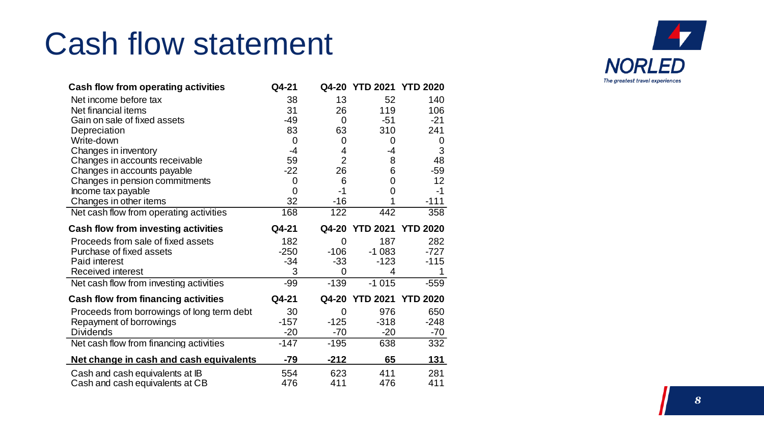# Cash flow statement

| Cash flow from operating activities | Q4-21 | Q4-20 | YTD 2021 | YTD 2020 |
|---|---|---|---|---|
| Net income before tax | 38 | 13 | 52 | 140 |
| Net financial items | 31 | 26 | 119 | 106 |
| Gain on sale of fixed assets | -49 | 0 | -51 | -21 |
| Depreciation | 83 | 63 | 310 | 241 |
| Write-down | 0 | 0 | 0 | 0 |
| Changes in inventory | -4 | 4 | -4 | 3 |
| Changes in accounts receivable | 59 | 2 | 8 | 48 |
| Changes in accounts payable | -22 | 26 | 6 | -59 |
| Changes in pension commitments | 0 | 6 | 0 | 12 |
| Income tax payable | 0 | -1 | 0 | -1 |
| Changes in other items | 32 | -16 | 1 | -111 |
| Net cash flow from operating activities | 168 | 122 | 442 | 358 |

| Cash flow from investing activities | Q4-21 | Q4-20 | YTD 2021 | YTD 2020 |
|---|---|---|---|---|
| Proceeds from sale of fixed assets | 182 | 0 | 187 | 282 |
| Purchase of fixed assets | -250 | -106 | -1 083 | -727 |
| Paid interest | -34 | -33 | -123 | -115 |
| Received interest | 3 | 0 | 4 | 1 |
| Net cash flow from investing activities | -99 | -139 | -1 015 | -559 |

| Cash flow from financing activities | Q4-21 | Q4-20 | YTD 2021 | YTD 2020 |
|---|---|---|---|---|
| Proceeds from borrowings of long term debt | 30 | 0 | 976 | 650 |
| Repayment of borrowings | -157 | -125 | -318 | -248 |
| Dividends | -20 | -70 | -20 | -70 |
| Net cash flow from financing activities | -147 | -195 | 638 | 332 |
| **Net change in cash and cash equivalents** | **-79** | **-212** | **65** | **131** |
| Cash and cash equivalents at IB | 554 | 623 | 411 | 281 |
| Cash and cash equivalents at CB | 476 | 411 | 476 | 411 |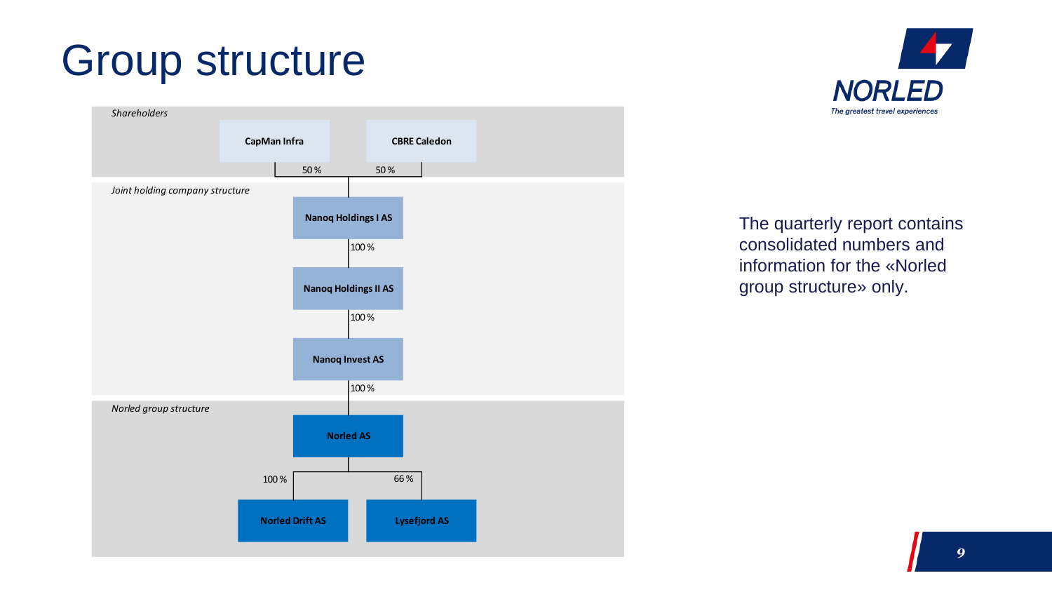# Group structure

*Shareholders*

- **CapMan Infra** — 50 %
- **CBRE Caledon** — 50 %

*Joint holding company structure*

- **Nanoq Holdings I AS**
  - 100 %
- **Nanoq Holdings II AS**
  - 100 %
- **Nanoq Invest AS**
  - 100 %

*Norled group structure*

- **Norled AS**
  - 100 % **Norled Drift AS**
  - 66 % **Lysefjord AS**

The quarterly report contains consolidated numbers and information for the «Norled group structure» only.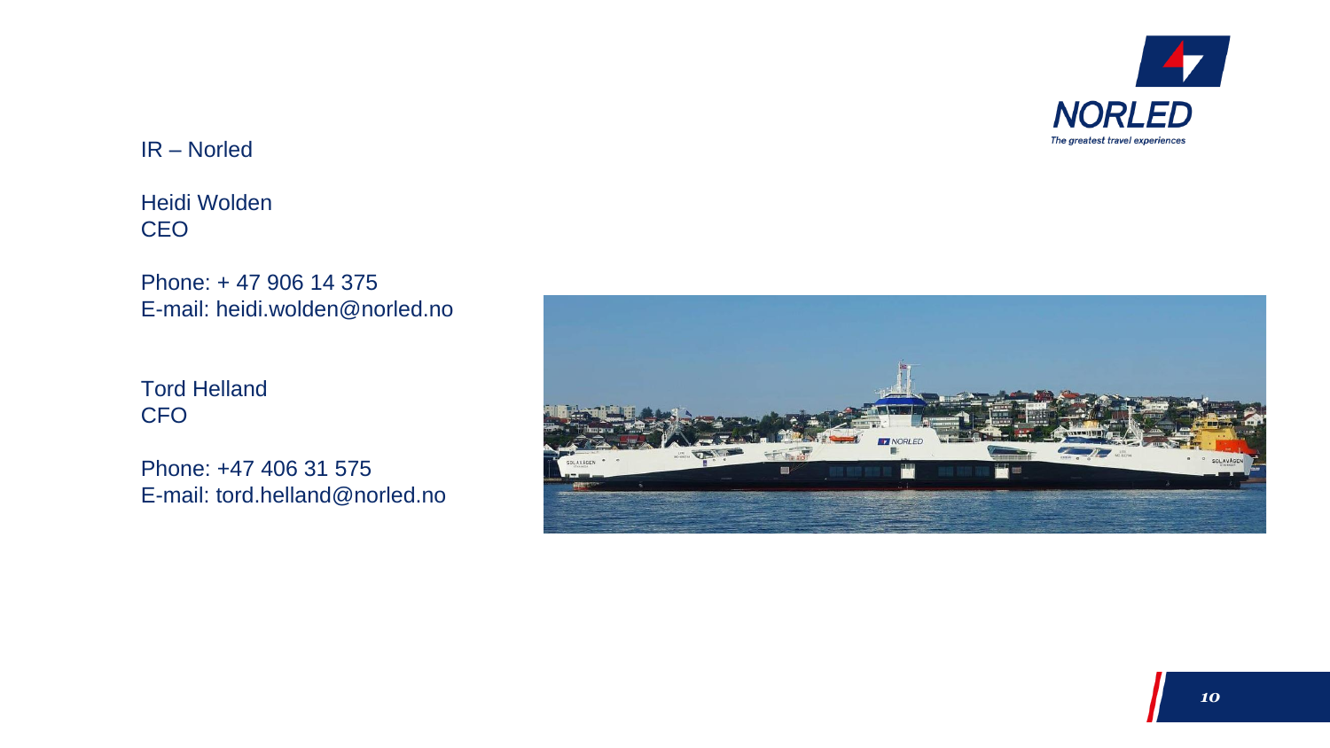IR – Norled

Heidi Wolden
CEO

Phone: + 47 906 14 375
E-mail: heidi.wolden@norled.no

Tord Helland
CFO

Phone: +47 406 31 575
E-mail: tord.helland@norled.no